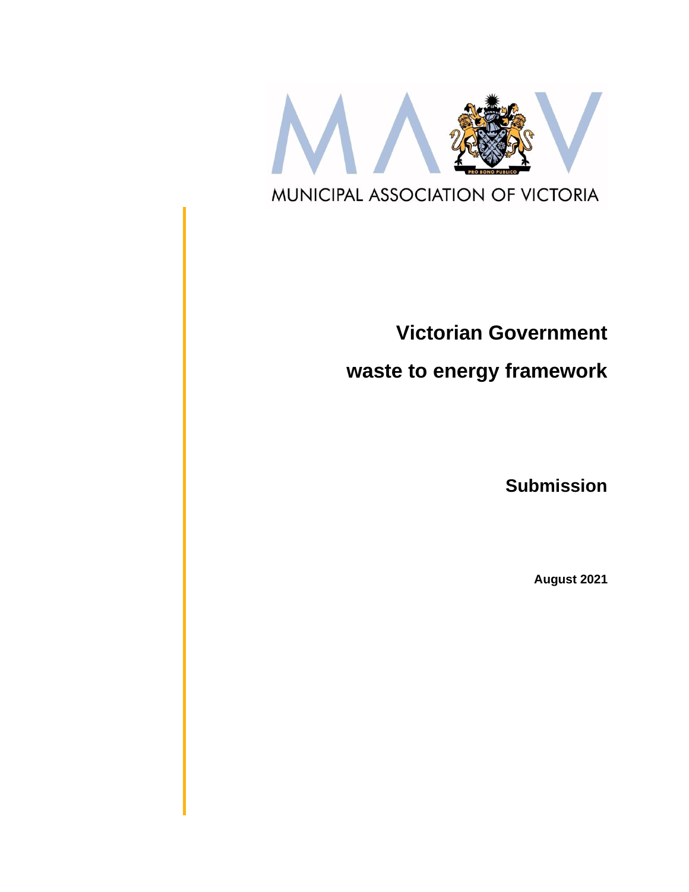MUNICIPAL ASSOCIATION OF VICTORIA

# Victorian Government waste to energy framework

## Submission

**August 2021**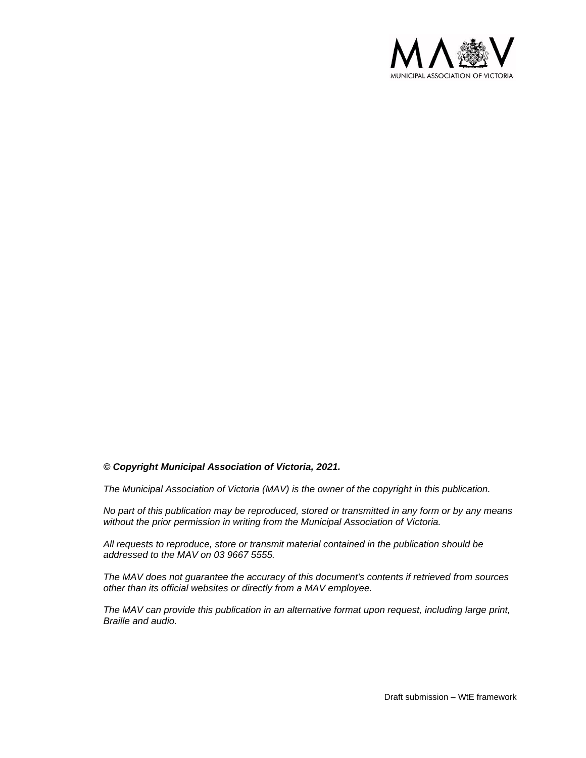***© Copyright Municipal Association of Victoria, 2021.***

*The Municipal Association of Victoria (MAV) is the owner of the copyright in this publication.*

*No part of this publication may be reproduced, stored or transmitted in any form or by any means without the prior permission in writing from the Municipal Association of Victoria.*

*All requests to reproduce, store or transmit material contained in the publication should be addressed to the MAV on 03 9667 5555.*

*The MAV does not guarantee the accuracy of this document's contents if retrieved from sources other than its official websites or directly from a MAV employee.*

*The MAV can provide this publication in an alternative format upon request, including large print, Braille and audio.*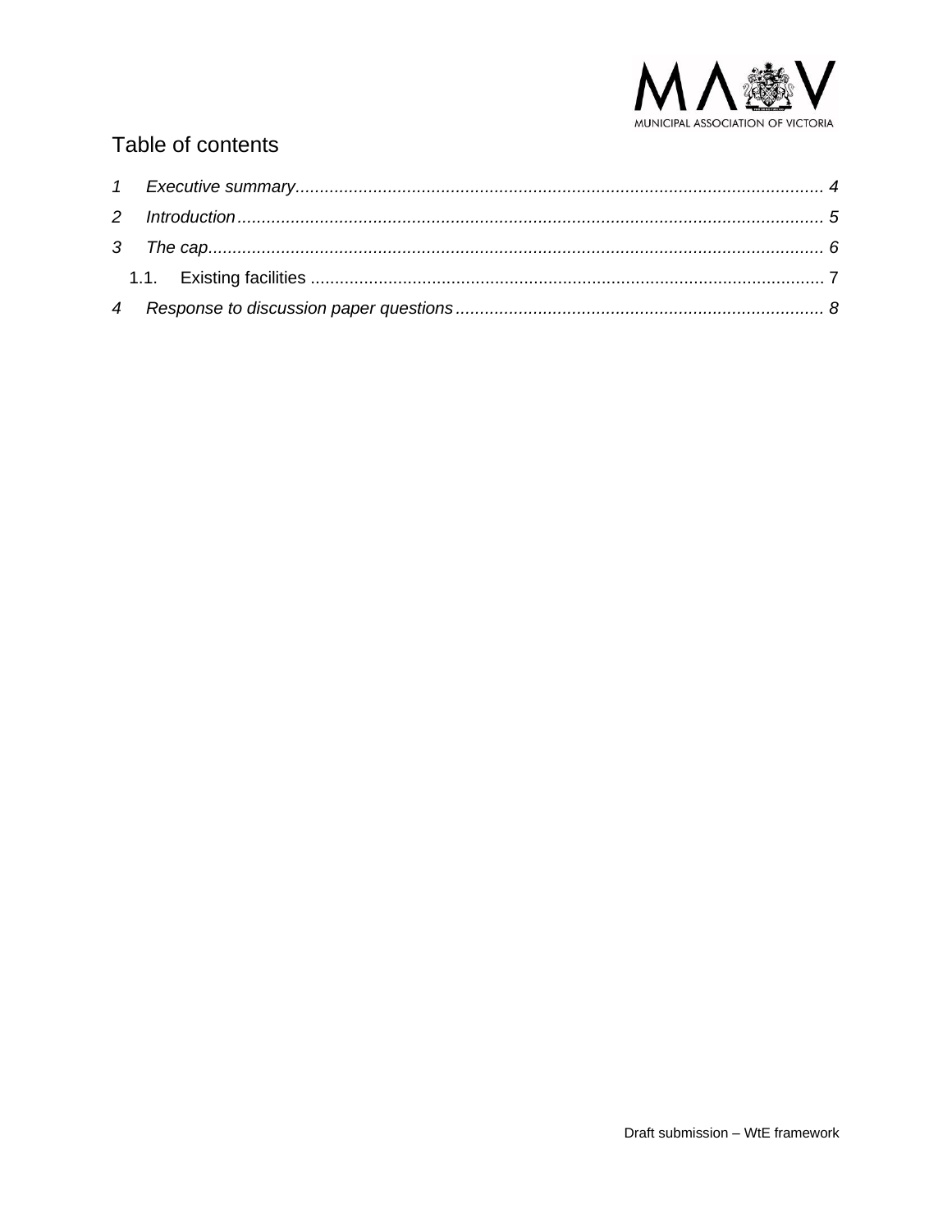# Table of contents

1 Executive summary ... 4

2 Introduction ... 5

3 The cap ... 6

1.1. Existing facilities ... 7

4 Response to discussion paper questions ... 8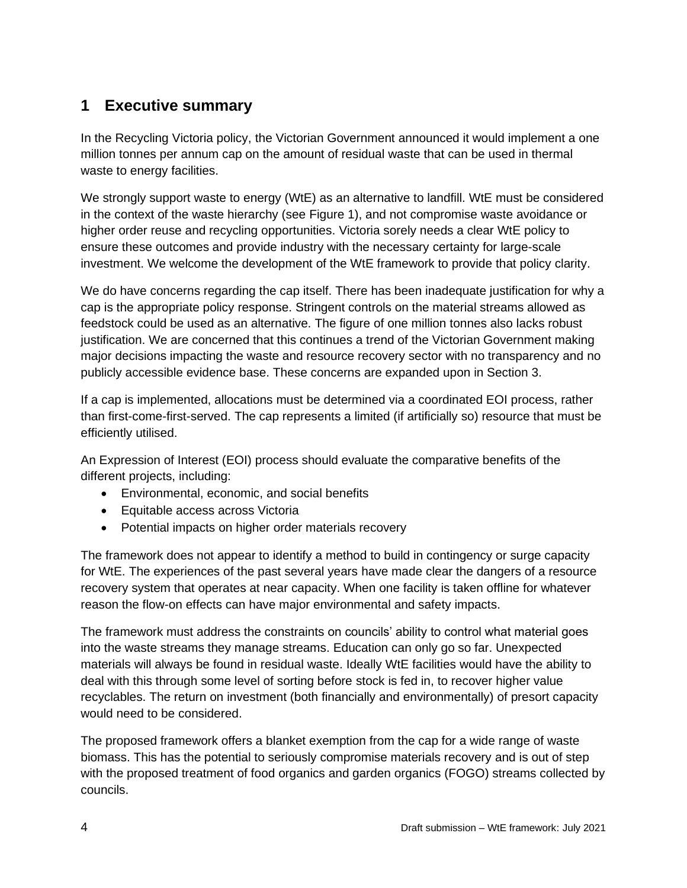## 1 Executive summary

In the Recycling Victoria policy, the Victorian Government announced it would implement a one million tonnes per annum cap on the amount of residual waste that can be used in thermal waste to energy facilities.

We strongly support waste to energy (WtE) as an alternative to landfill. WtE must be considered in the context of the waste hierarchy (see Figure 1), and not compromise waste avoidance or higher order reuse and recycling opportunities. Victoria sorely needs a clear WtE policy to ensure these outcomes and provide industry with the necessary certainty for large-scale investment. We welcome the development of the WtE framework to provide that policy clarity.

We do have concerns regarding the cap itself. There has been inadequate justification for why a cap is the appropriate policy response. Stringent controls on the material streams allowed as feedstock could be used as an alternative. The figure of one million tonnes also lacks robust justification. We are concerned that this continues a trend of the Victorian Government making major decisions impacting the waste and resource recovery sector with no transparency and no publicly accessible evidence base. These concerns are expanded upon in Section 3.

If a cap is implemented, allocations must be determined via a coordinated EOI process, rather than first-come-first-served. The cap represents a limited (if artificially so) resource that must be efficiently utilised.

An Expression of Interest (EOI) process should evaluate the comparative benefits of the different projects, including:

- Environmental, economic, and social benefits
- Equitable access across Victoria
- Potential impacts on higher order materials recovery

The framework does not appear to identify a method to build in contingency or surge capacity for WtE. The experiences of the past several years have made clear the dangers of a resource recovery system that operates at near capacity. When one facility is taken offline for whatever reason the flow-on effects can have major environmental and safety impacts.

The framework must address the constraints on councils' ability to control what material goes into the waste streams they manage streams. Education can only go so far. Unexpected materials will always be found in residual waste. Ideally WtE facilities would have the ability to deal with this through some level of sorting before stock is fed in, to recover higher value recyclables. The return on investment (both financially and environmentally) of presort capacity would need to be considered.

The proposed framework offers a blanket exemption from the cap for a wide range of waste biomass. This has the potential to seriously compromise materials recovery and is out of step with the proposed treatment of food organics and garden organics (FOGO) streams collected by councils.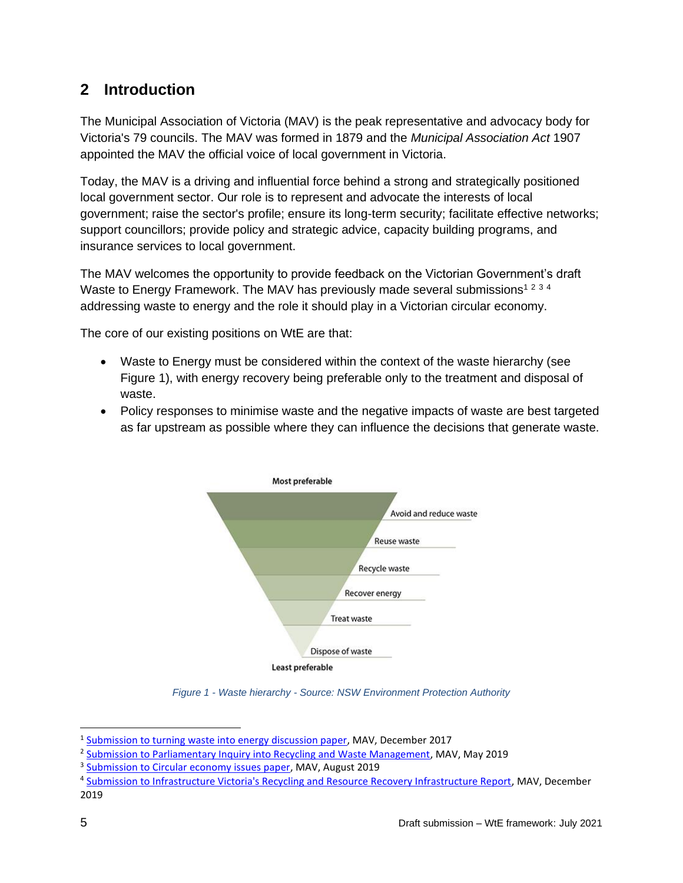## 2 Introduction

The Municipal Association of Victoria (MAV) is the peak representative and advocacy body for Victoria's 79 councils. The MAV was formed in 1879 and the *Municipal Association Act* 1907 appointed the MAV the official voice of local government in Victoria.

Today, the MAV is a driving and influential force behind a strong and strategically positioned local government sector. Our role is to represent and advocate the interests of local government; raise the sector's profile; ensure its long-term security; facilitate effective networks; support councillors; provide policy and strategic advice, capacity building programs, and insurance services to local government.

The MAV welcomes the opportunity to provide feedback on the Victorian Government's draft Waste to Energy Framework. The MAV has previously made several submissions[1] [2] [3] [4] addressing waste to energy and the role it should play in a Victorian circular economy.

The core of our existing positions on WtE are that:

- Waste to Energy must be considered within the context of the waste hierarchy (see Figure 1), with energy recovery being preferable only to the treatment and disposal of waste.
- Policy responses to minimise waste and the negative impacts of waste are best targeted as far upstream as possible where they can influence the decisions that generate waste.

Most preferable

- Avoid and reduce waste
- Reuse waste
- Recycle waste
- Recover energy
- Treat waste
- Dispose of waste

Least preferable

*Figure 1 - Waste hierarchy - Source: NSW Environment Protection Authority*

---

[1] Submission to turning waste into energy discussion paper, MAV, December 2017

[2] Submission to Parliamentary Inquiry into Recycling and Waste Management, MAV, May 2019

[3] Submission to Circular economy issues paper, MAV, August 2019

[4] Submission to Infrastructure Victoria's Recycling and Resource Recovery Infrastructure Report, MAV, December 2019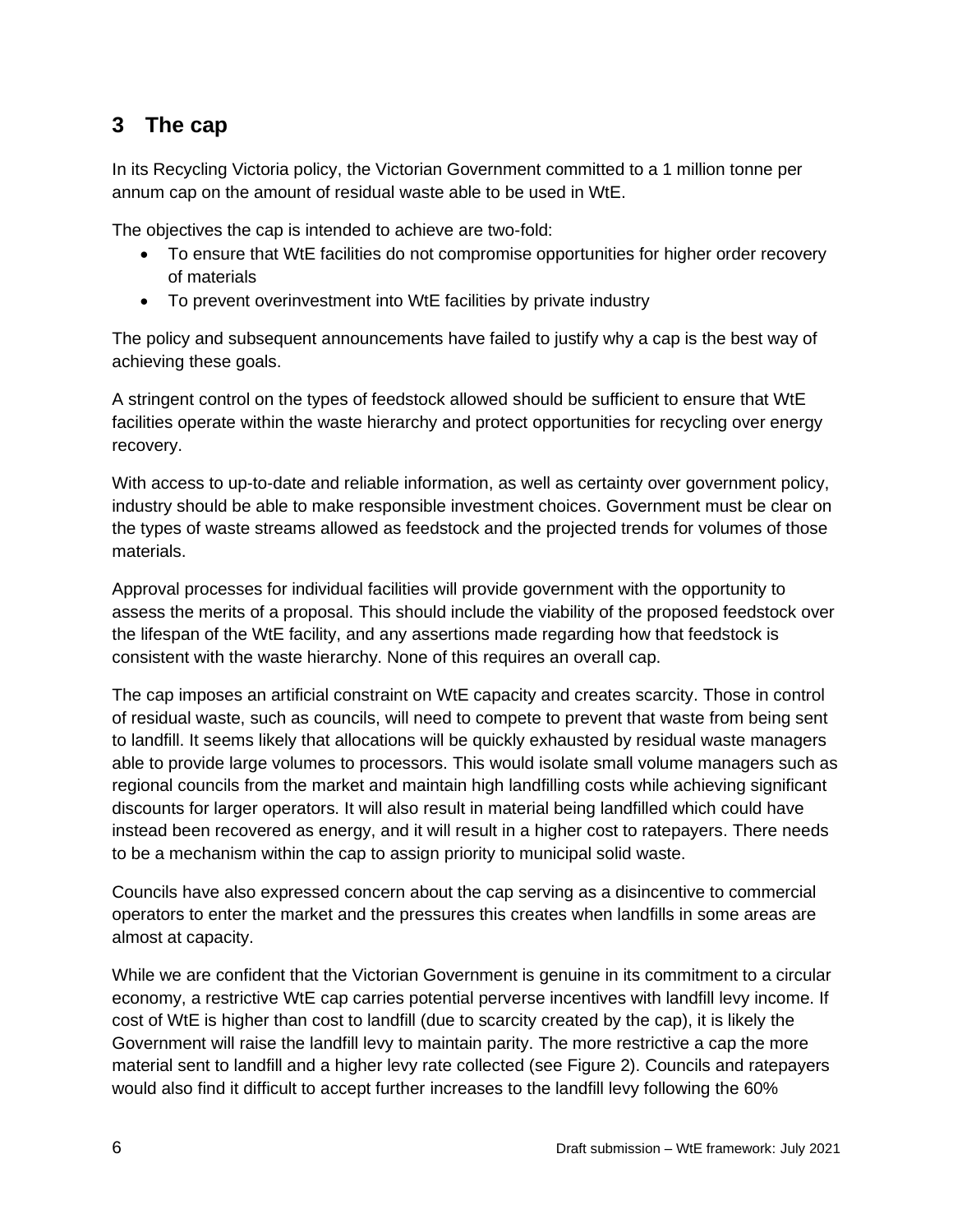## 3 The cap

In its Recycling Victoria policy, the Victorian Government committed to a 1 million tonne per annum cap on the amount of residual waste able to be used in WtE.

The objectives the cap is intended to achieve are two-fold:

- To ensure that WtE facilities do not compromise opportunities for higher order recovery of materials
- To prevent overinvestment into WtE facilities by private industry

The policy and subsequent announcements have failed to justify why a cap is the best way of achieving these goals.

A stringent control on the types of feedstock allowed should be sufficient to ensure that WtE facilities operate within the waste hierarchy and protect opportunities for recycling over energy recovery.

With access to up-to-date and reliable information, as well as certainty over government policy, industry should be able to make responsible investment choices. Government must be clear on the types of waste streams allowed as feedstock and the projected trends for volumes of those materials.

Approval processes for individual facilities will provide government with the opportunity to assess the merits of a proposal. This should include the viability of the proposed feedstock over the lifespan of the WtE facility, and any assertions made regarding how that feedstock is consistent with the waste hierarchy. None of this requires an overall cap.

The cap imposes an artificial constraint on WtE capacity and creates scarcity. Those in control of residual waste, such as councils, will need to compete to prevent that waste from being sent to landfill. It seems likely that allocations will be quickly exhausted by residual waste managers able to provide large volumes to processors. This would isolate small volume managers such as regional councils from the market and maintain high landfilling costs while achieving significant discounts for larger operators. It will also result in material being landfilled which could have instead been recovered as energy, and it will result in a higher cost to ratepayers. There needs to be a mechanism within the cap to assign priority to municipal solid waste.

Councils have also expressed concern about the cap serving as a disincentive to commercial operators to enter the market and the pressures this creates when landfills in some areas are almost at capacity.

While we are confident that the Victorian Government is genuine in its commitment to a circular economy, a restrictive WtE cap carries potential perverse incentives with landfill levy income. If cost of WtE is higher than cost to landfill (due to scarcity created by the cap), it is likely the Government will raise the landfill levy to maintain parity. The more restrictive a cap the more material sent to landfill and a higher levy rate collected (see Figure 2). Councils and ratepayers would also find it difficult to accept further increases to the landfill levy following the 60%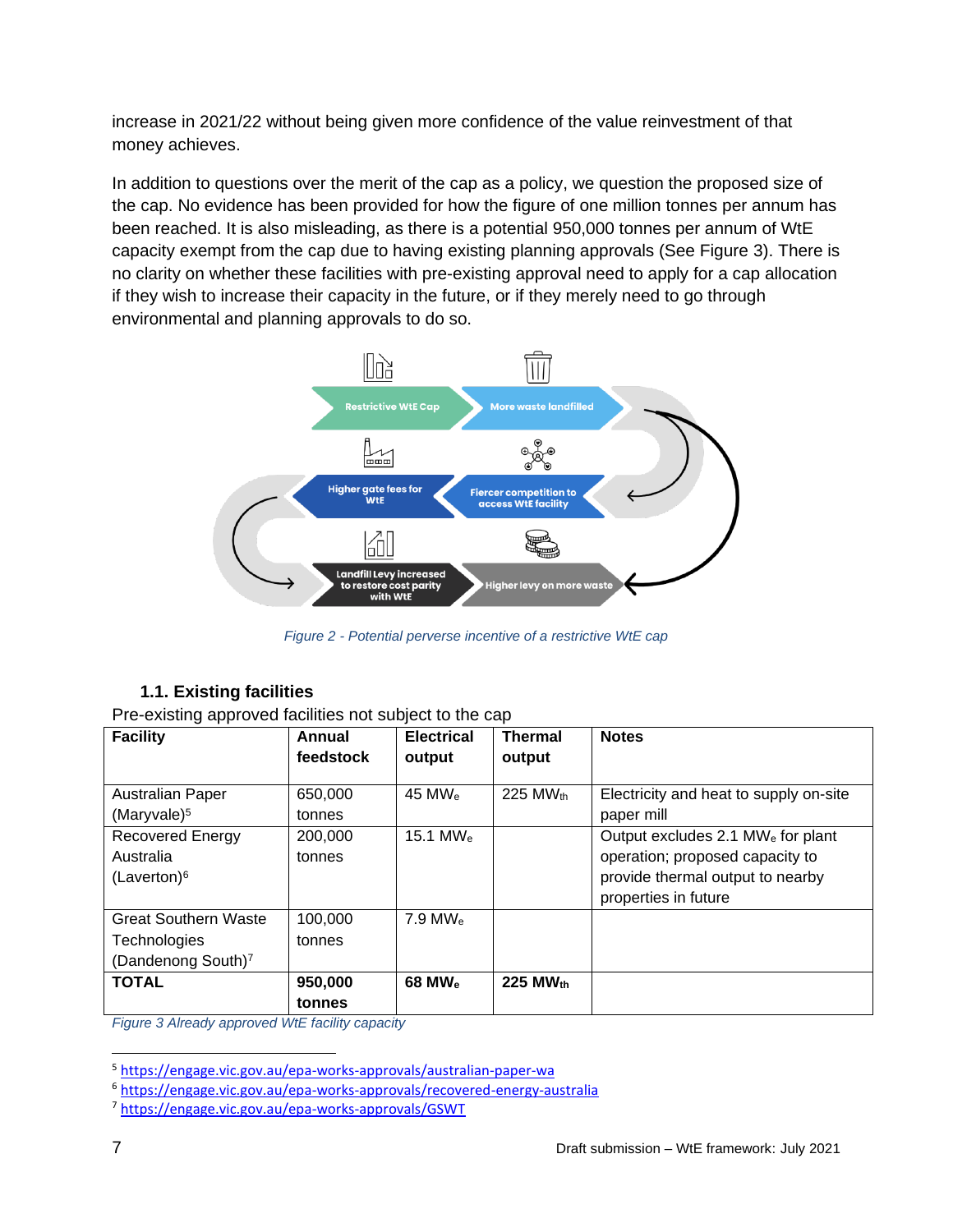increase in 2021/22 without being given more confidence of the value reinvestment of that money achieves.

In addition to questions over the merit of the cap as a policy, we question the proposed size of the cap. No evidence has been provided for how the figure of one million tonnes per annum has been reached. It is also misleading, as there is a potential 950,000 tonnes per annum of WtE capacity exempt from the cap due to having existing planning approvals (See Figure 3). There is no clarity on whether these facilities with pre-existing approval need to apply for a cap allocation if they wish to increase their capacity in the future, or if they merely need to go through environmental and planning approvals to do so.

Restrictive WtE Cap → More waste landfilled → Fiercer competition to access WtE facility → Higher gate fees for WtE → Landfill Levy increased to restore cost parity with WtE → Higher levy on more waste

*Figure 2 - Potential perverse incentive of a restrictive WtE cap*

### 1.1. Existing facilities

Pre-existing approved facilities not subject to the cap

| Facility | Annual feedstock | Electrical output | Thermal output | Notes |
|---|---|---|---|---|
| Australian Paper (Maryvale)[5] | 650,000 tonnes | 45 $MW_e$ | 225 $MW_{th}$ | Electricity and heat to supply on-site paper mill |
| Recovered Energy Australia (Laverton)[6] | 200,000 tonnes | 15.1 $MW_e$ | | Output excludes 2.1 $MW_e$ for plant operation; proposed capacity to provide thermal output to nearby properties in future |
| Great Southern Waste Technologies (Dandenong South)[7] | 100,000 tonnes | 7.9 $MW_e$ | | |
| **TOTAL** | **950,000 tonnes** | **68 $MW_e$** | **225 $MW_{th}$** | |

*Figure 3 Already approved WtE facility capacity*

[5] https://engage.vic.gov.au/epa-works-approvals/australian-paper-wa

[6] https://engage.vic.gov.au/epa-works-approvals/recovered-energy-australia

[7] https://engage.vic.gov.au/epa-works-approvals/GSWT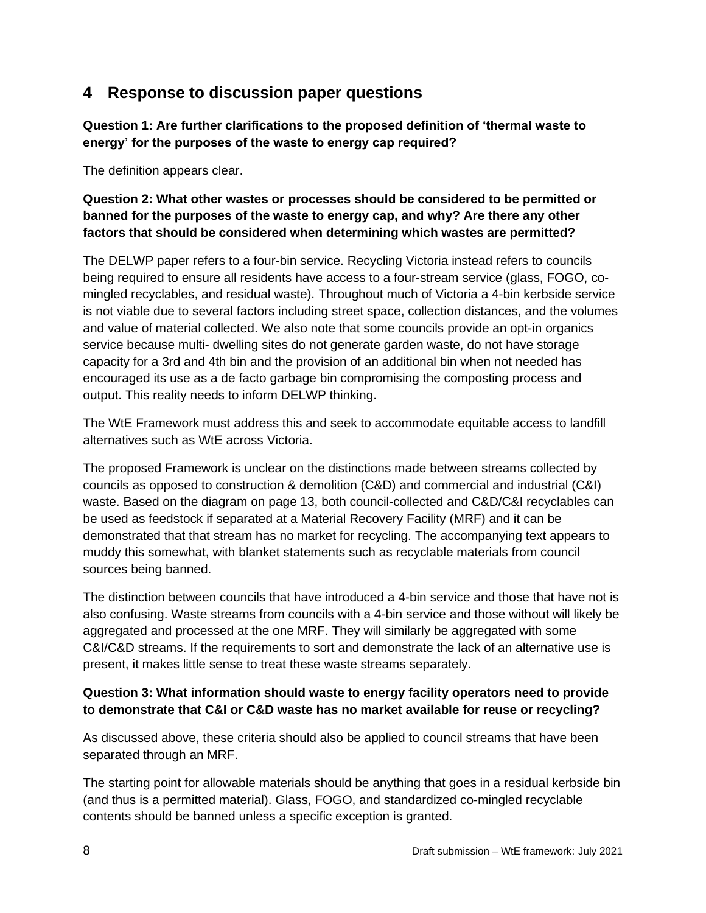## 4 Response to discussion paper questions

**Question 1: Are further clarifications to the proposed definition of 'thermal waste to energy' for the purposes of the waste to energy cap required?**

The definition appears clear.

**Question 2: What other wastes or processes should be considered to be permitted or banned for the purposes of the waste to energy cap, and why? Are there any other factors that should be considered when determining which wastes are permitted?**

The DELWP paper refers to a four-bin service. Recycling Victoria instead refers to councils being required to ensure all residents have access to a four-stream service (glass, FOGO, co-mingled recyclables, and residual waste). Throughout much of Victoria a 4-bin kerbside service is not viable due to several factors including street space, collection distances, and the volumes and value of material collected. We also note that some councils provide an opt-in organics service because multi- dwelling sites do not generate garden waste, do not have storage capacity for a 3rd and 4th bin and the provision of an additional bin when not needed has encouraged its use as a de facto garbage bin compromising the composting process and output. This reality needs to inform DELWP thinking.

The WtE Framework must address this and seek to accommodate equitable access to landfill alternatives such as WtE across Victoria.

The proposed Framework is unclear on the distinctions made between streams collected by councils as opposed to construction & demolition (C&D) and commercial and industrial (C&I) waste. Based on the diagram on page 13, both council-collected and C&D/C&I recyclables can be used as feedstock if separated at a Material Recovery Facility (MRF) and it can be demonstrated that that stream has no market for recycling. The accompanying text appears to muddy this somewhat, with blanket statements such as recyclable materials from council sources being banned.

The distinction between councils that have introduced a 4-bin service and those that have not is also confusing. Waste streams from councils with a 4-bin service and those without will likely be aggregated and processed at the one MRF. They will similarly be aggregated with some C&I/C&D streams. If the requirements to sort and demonstrate the lack of an alternative use is present, it makes little sense to treat these waste streams separately.

**Question 3: What information should waste to energy facility operators need to provide to demonstrate that C&I or C&D waste has no market available for reuse or recycling?**

As discussed above, these criteria should also be applied to council streams that have been separated through an MRF.

The starting point for allowable materials should be anything that goes in a residual kerbside bin (and thus is a permitted material). Glass, FOGO, and standardized co-mingled recyclable contents should be banned unless a specific exception is granted.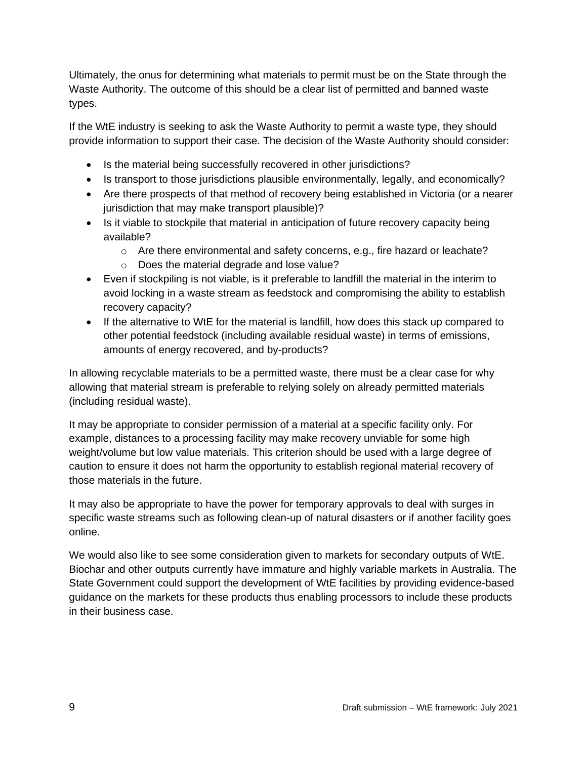Ultimately, the onus for determining what materials to permit must be on the State through the Waste Authority. The outcome of this should be a clear list of permitted and banned waste types.

If the WtE industry is seeking to ask the Waste Authority to permit a waste type, they should provide information to support their case. The decision of the Waste Authority should consider:

- Is the material being successfully recovered in other jurisdictions?
- Is transport to those jurisdictions plausible environmentally, legally, and economically?
- Are there prospects of that method of recovery being established in Victoria (or a nearer jurisdiction that may make transport plausible)?
- Is it viable to stockpile that material in anticipation of future recovery capacity being available?
    - Are there environmental and safety concerns, e.g., fire hazard or leachate?
    - Does the material degrade and lose value?
- Even if stockpiling is not viable, is it preferable to landfill the material in the interim to avoid locking in a waste stream as feedstock and compromising the ability to establish recovery capacity?
- If the alternative to WtE for the material is landfill, how does this stack up compared to other potential feedstock (including available residual waste) in terms of emissions, amounts of energy recovered, and by-products?

In allowing recyclable materials to be a permitted waste, there must be a clear case for why allowing that material stream is preferable to relying solely on already permitted materials (including residual waste).

It may be appropriate to consider permission of a material at a specific facility only. For example, distances to a processing facility may make recovery unviable for some high weight/volume but low value materials. This criterion should be used with a large degree of caution to ensure it does not harm the opportunity to establish regional material recovery of those materials in the future.

It may also be appropriate to have the power for temporary approvals to deal with surges in specific waste streams such as following clean-up of natural disasters or if another facility goes online.

We would also like to see some consideration given to markets for secondary outputs of WtE. Biochar and other outputs currently have immature and highly variable markets in Australia. The State Government could support the development of WtE facilities by providing evidence-based guidance on the markets for these products thus enabling processors to include these products in their business case.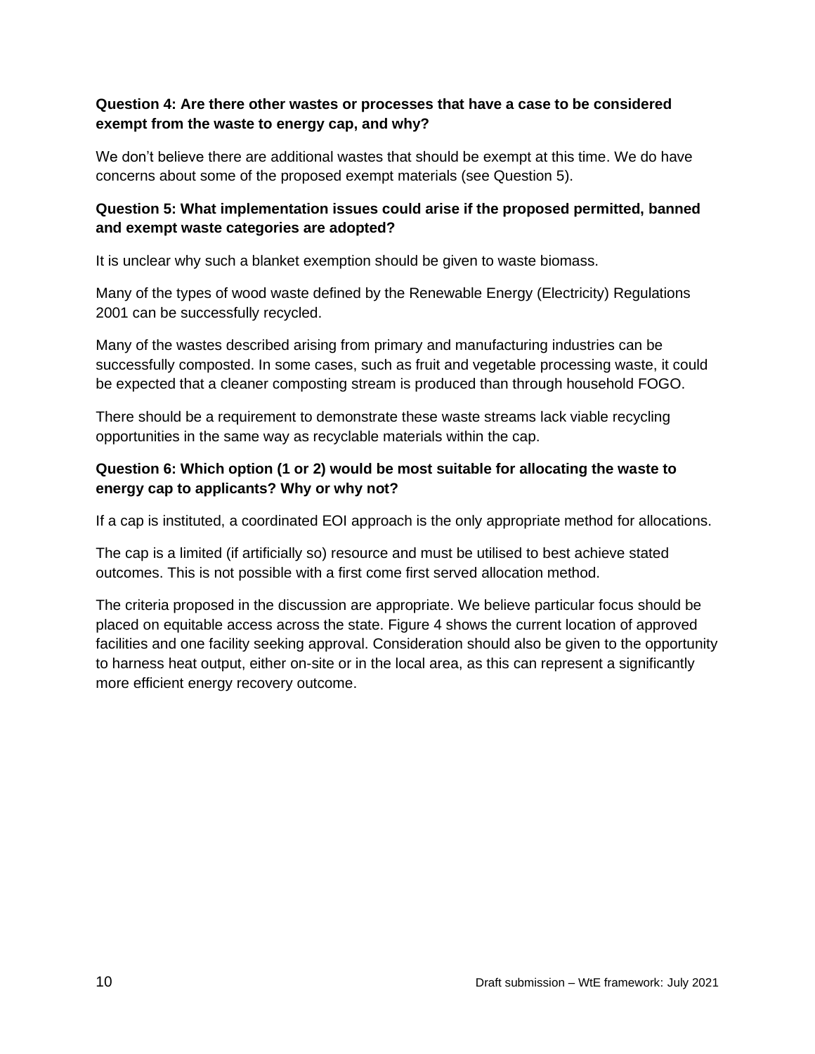**Question 4: Are there other wastes or processes that have a case to be considered exempt from the waste to energy cap, and why?**

We don't believe there are additional wastes that should be exempt at this time. We do have concerns about some of the proposed exempt materials (see Question 5).

**Question 5: What implementation issues could arise if the proposed permitted, banned and exempt waste categories are adopted?**

It is unclear why such a blanket exemption should be given to waste biomass.

Many of the types of wood waste defined by the Renewable Energy (Electricity) Regulations 2001 can be successfully recycled.

Many of the wastes described arising from primary and manufacturing industries can be successfully composted. In some cases, such as fruit and vegetable processing waste, it could be expected that a cleaner composting stream is produced than through household FOGO.

There should be a requirement to demonstrate these waste streams lack viable recycling opportunities in the same way as recyclable materials within the cap.

**Question 6: Which option (1 or 2) would be most suitable for allocating the waste to energy cap to applicants? Why or why not?**

If a cap is instituted, a coordinated EOI approach is the only appropriate method for allocations.

The cap is a limited (if artificially so) resource and must be utilised to best achieve stated outcomes. This is not possible with a first come first served allocation method.

The criteria proposed in the discussion are appropriate. We believe particular focus should be placed on equitable access across the state. Figure 4 shows the current location of approved facilities and one facility seeking approval. Consideration should also be given to the opportunity to harness heat output, either on-site or in the local area, as this can represent a significantly more efficient energy recovery outcome.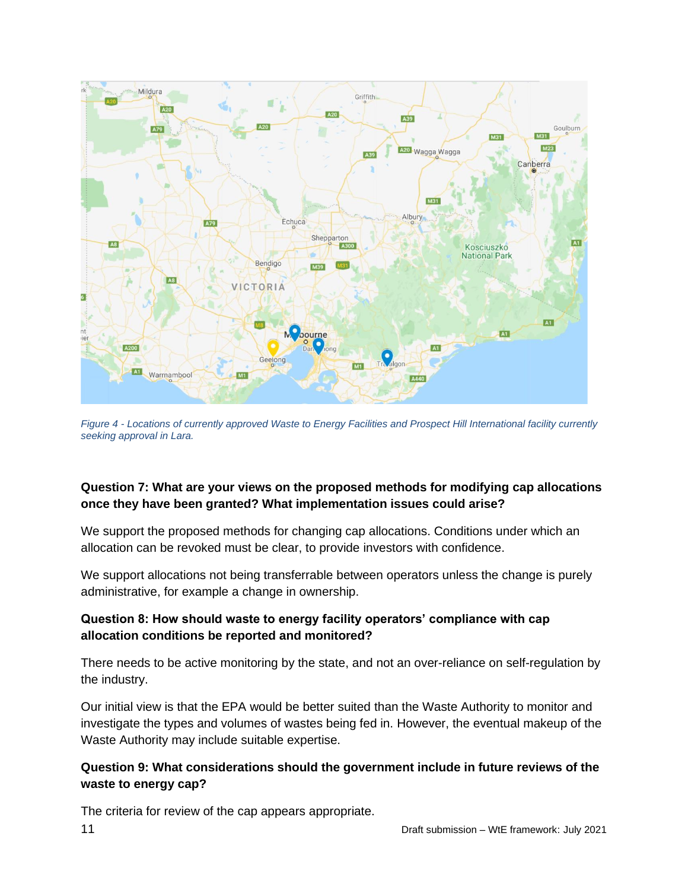*Figure 4 - Locations of currently approved Waste to Energy Facilities and Prospect Hill International facility currently seeking approval in Lara.*

**Question 7: What are your views on the proposed methods for modifying cap allocations once they have been granted? What implementation issues could arise?**

We support the proposed methods for changing cap allocations. Conditions under which an allocation can be revoked must be clear, to provide investors with confidence.

We support allocations not being transferrable between operators unless the change is purely administrative, for example a change in ownership.

**Question 8: How should waste to energy facility operators' compliance with cap allocation conditions be reported and monitored?**

There needs to be active monitoring by the state, and not an over-reliance on self-regulation by the industry.

Our initial view is that the EPA would be better suited than the Waste Authority to monitor and investigate the types and volumes of wastes being fed in. However, the eventual makeup of the Waste Authority may include suitable expertise.

**Question 9: What considerations should the government include in future reviews of the waste to energy cap?**

The criteria for review of the cap appears appropriate.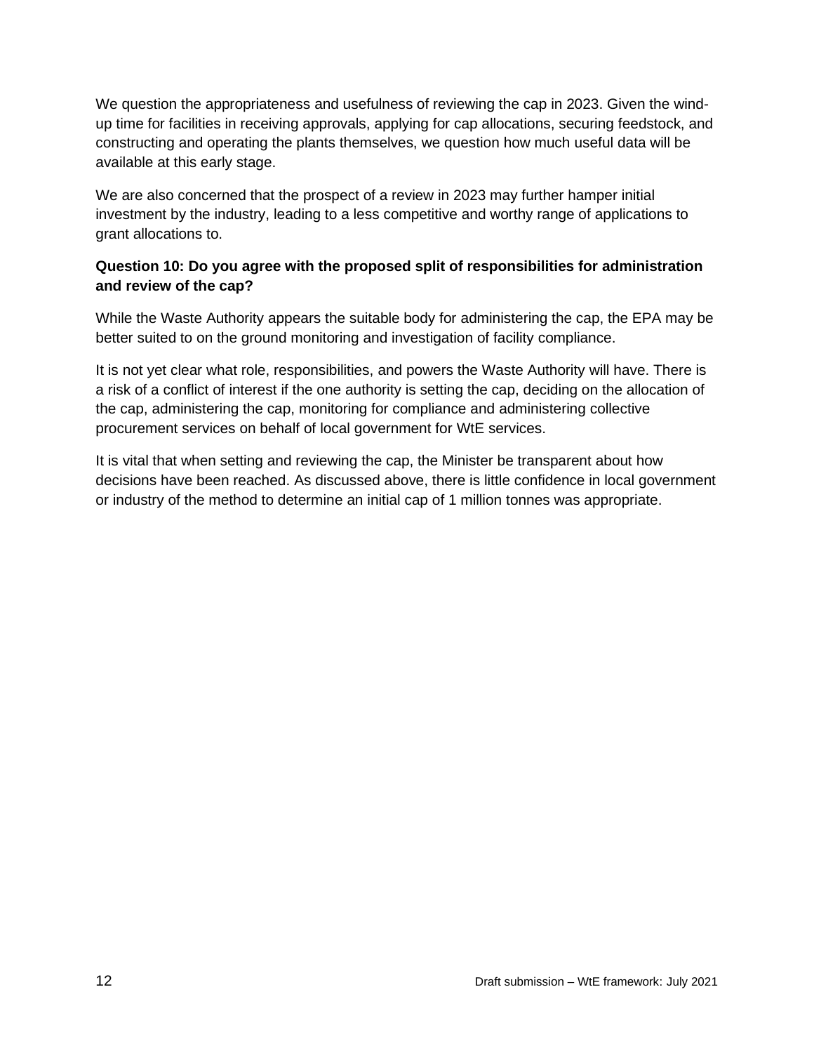We question the appropriateness and usefulness of reviewing the cap in 2023. Given the wind-up time for facilities in receiving approvals, applying for cap allocations, securing feedstock, and constructing and operating the plants themselves, we question how much useful data will be available at this early stage.

We are also concerned that the prospect of a review in 2023 may further hamper initial investment by the industry, leading to a less competitive and worthy range of applications to grant allocations to.

**Question 10: Do you agree with the proposed split of responsibilities for administration and review of the cap?**

While the Waste Authority appears the suitable body for administering the cap, the EPA may be better suited to on the ground monitoring and investigation of facility compliance.

It is not yet clear what role, responsibilities, and powers the Waste Authority will have. There is a risk of a conflict of interest if the one authority is setting the cap, deciding on the allocation of the cap, administering the cap, monitoring for compliance and administering collective procurement services on behalf of local government for WtE services.

It is vital that when setting and reviewing the cap, the Minister be transparent about how decisions have been reached. As discussed above, there is little confidence in local government or industry of the method to determine an initial cap of 1 million tonnes was appropriate.